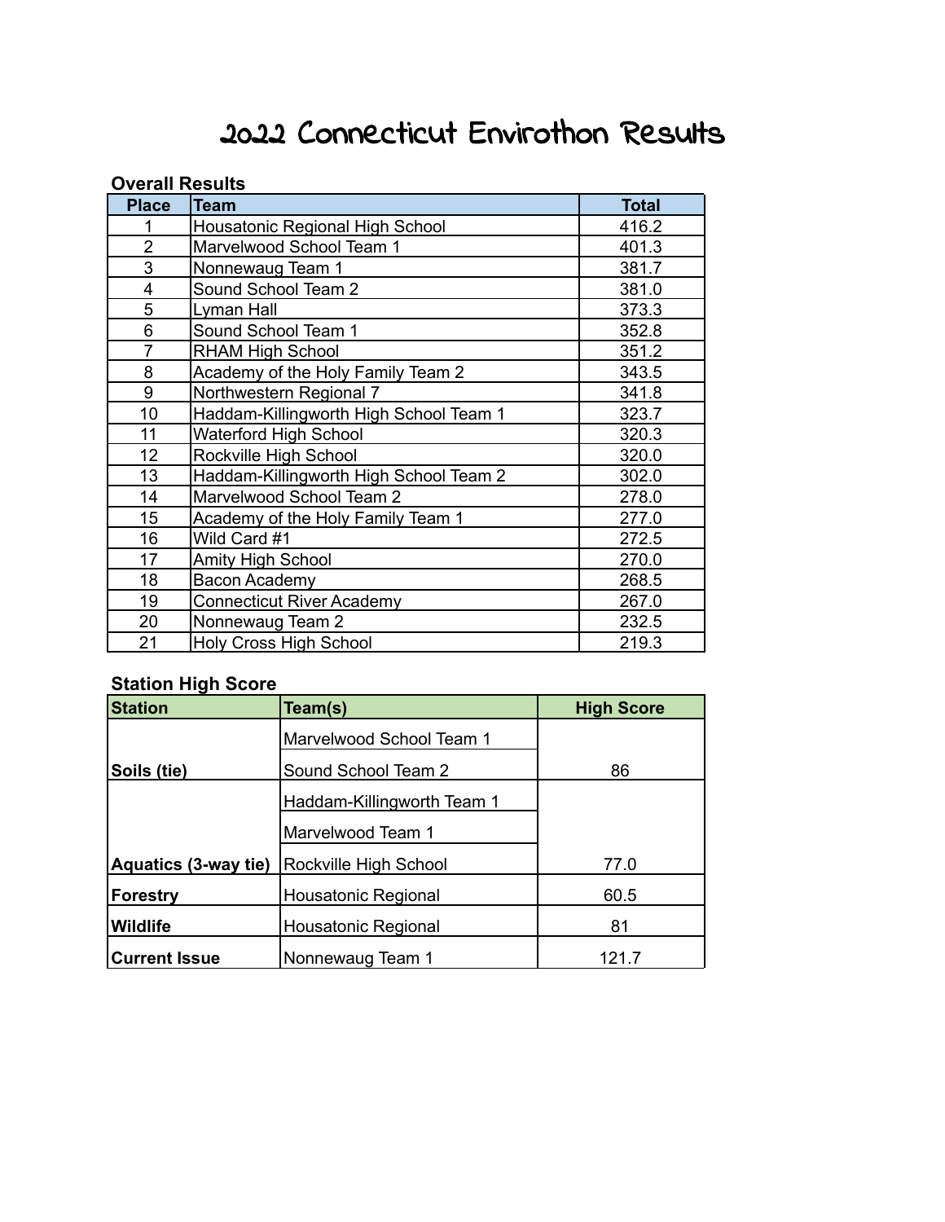# 2022 Connecticut Envirothon Results

**Overall Results**

| Place | Team | Total |
|---|---|---|
| 1 | Housatonic Regional High School | 416.2 |
| 2 | Marvelwood School Team 1 | 401.3 |
| 3 | Nonnewaug Team 1 | 381.7 |
| 4 | Sound School Team 2 | 381.0 |
| 5 | Lyman Hall | 373.3 |
| 6 | Sound School Team 1 | 352.8 |
| 7 | RHAM High School | 351.2 |
| 8 | Academy of the Holy Family Team 2 | 343.5 |
| 9 | Northwestern Regional 7 | 341.8 |
| 10 | Haddam-Killingworth High School Team 1 | 323.7 |
| 11 | Waterford High School | 320.3 |
| 12 | Rockville High School | 320.0 |
| 13 | Haddam-Killingworth High School Team 2 | 302.0 |
| 14 | Marvelwood School Team 2 | 278.0 |
| 15 | Academy of the Holy Family Team 1 | 277.0 |
| 16 | Wild Card #1 | 272.5 |
| 17 | Amity High School | 270.0 |
| 18 | Bacon Academy | 268.5 |
| 19 | Connecticut River Academy | 267.0 |
| 20 | Nonnewaug Team 2 | 232.5 |
| 21 | Holy Cross High School | 219.3 |

**Station High Score**

| Station | Team(s) | High Score |
|---|---|---|
| Soils (tie) | Marvelwood School Team 1<br>Sound School Team 2 | 86 |
| Aquatics (3-way tie) | Haddam-Killingworth Team 1<br>Marvelwood Team 1<br>Rockville High School | 77.0 |
| Forestry | Housatonic Regional | 60.5 |
| Wildlife | Housatonic Regional | 81 |
| Current Issue | Nonnewaug Team 1 | 121.7 |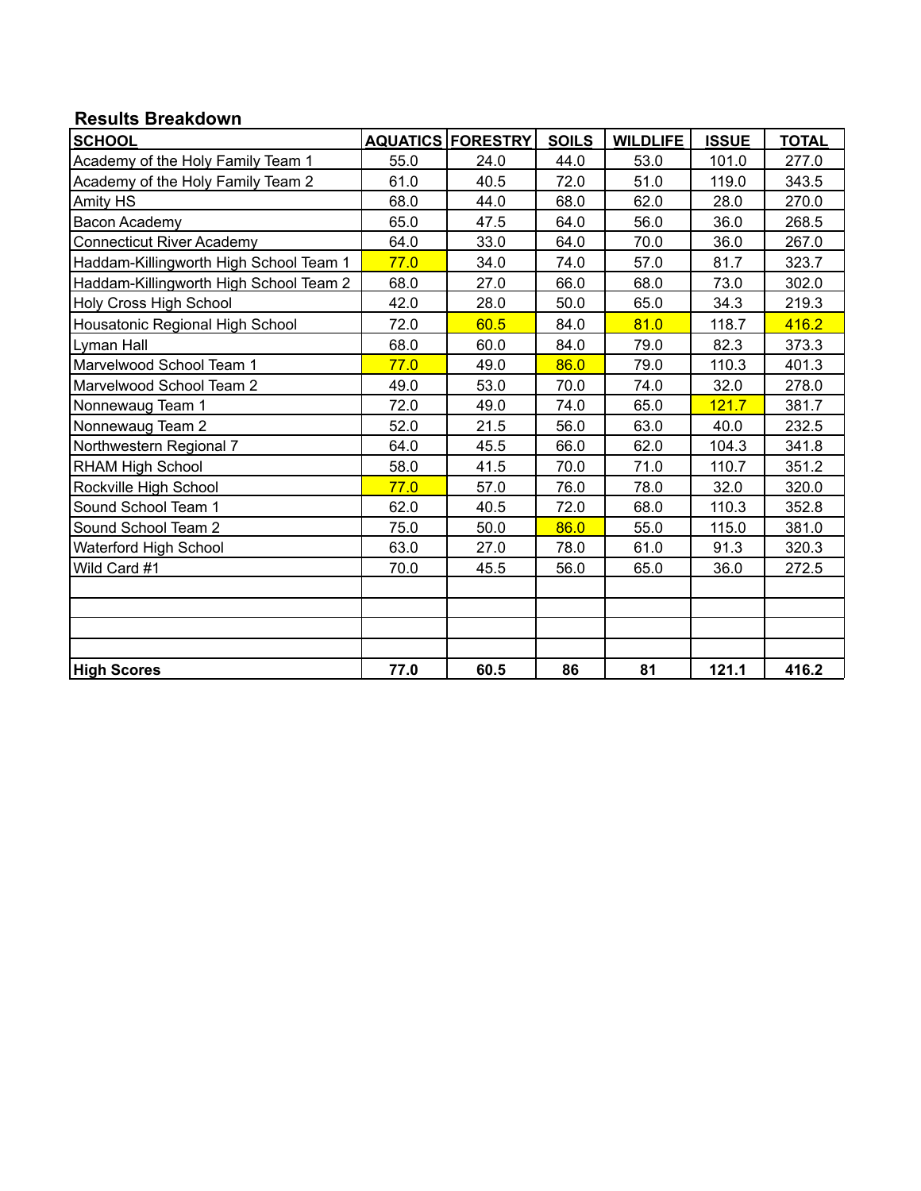## Results Breakdown

| SCHOOL | AQUATICS | FORESTRY | SOILS | WILDLIFE | ISSUE | TOTAL |
|---|---|---|---|---|---|---|
| Academy of the Holy Family Team 1 | 55.0 | 24.0 | 44.0 | 53.0 | 101.0 | 277.0 |
| Academy of the Holy Family Team 2 | 61.0 | 40.5 | 72.0 | 51.0 | 119.0 | 343.5 |
| Amity HS | 68.0 | 44.0 | 68.0 | 62.0 | 28.0 | 270.0 |
| Bacon Academy | 65.0 | 47.5 | 64.0 | 56.0 | 36.0 | 268.5 |
| Connecticut River Academy | 64.0 | 33.0 | 64.0 | 70.0 | 36.0 | 267.0 |
| Haddam-Killingworth High School Team 1 | 77.0 | 34.0 | 74.0 | 57.0 | 81.7 | 323.7 |
| Haddam-Killingworth High School Team 2 | 68.0 | 27.0 | 66.0 | 68.0 | 73.0 | 302.0 |
| Holy Cross High School | 42.0 | 28.0 | 50.0 | 65.0 | 34.3 | 219.3 |
| Housatonic Regional High School | 72.0 | 60.5 | 84.0 | 81.0 | 118.7 | 416.2 |
| Lyman Hall | 68.0 | 60.0 | 84.0 | 79.0 | 82.3 | 373.3 |
| Marvelwood School Team 1 | 77.0 | 49.0 | 86.0 | 79.0 | 110.3 | 401.3 |
| Marvelwood School Team 2 | 49.0 | 53.0 | 70.0 | 74.0 | 32.0 | 278.0 |
| Nonnewaug Team 1 | 72.0 | 49.0 | 74.0 | 65.0 | 121.7 | 381.7 |
| Nonnewaug Team 2 | 52.0 | 21.5 | 56.0 | 63.0 | 40.0 | 232.5 |
| Northwestern Regional 7 | 64.0 | 45.5 | 66.0 | 62.0 | 104.3 | 341.8 |
| RHAM High School | 58.0 | 41.5 | 70.0 | 71.0 | 110.7 | 351.2 |
| Rockville High School | 77.0 | 57.0 | 76.0 | 78.0 | 32.0 | 320.0 |
| Sound School Team 1 | 62.0 | 40.5 | 72.0 | 68.0 | 110.3 | 352.8 |
| Sound School Team 2 | 75.0 | 50.0 | 86.0 | 55.0 | 115.0 | 381.0 |
| Waterford High School | 63.0 | 27.0 | 78.0 | 61.0 | 91.3 | 320.3 |
| Wild Card #1 | 70.0 | 45.5 | 56.0 | 65.0 | 36.0 | 272.5 |
| | | | | | | |
| | | | | | | |
| | | | | | | |
| | | | | | | |
| **High Scores** | **77.0** | **60.5** | **86** | **81** | **121.1** | **416.2** |